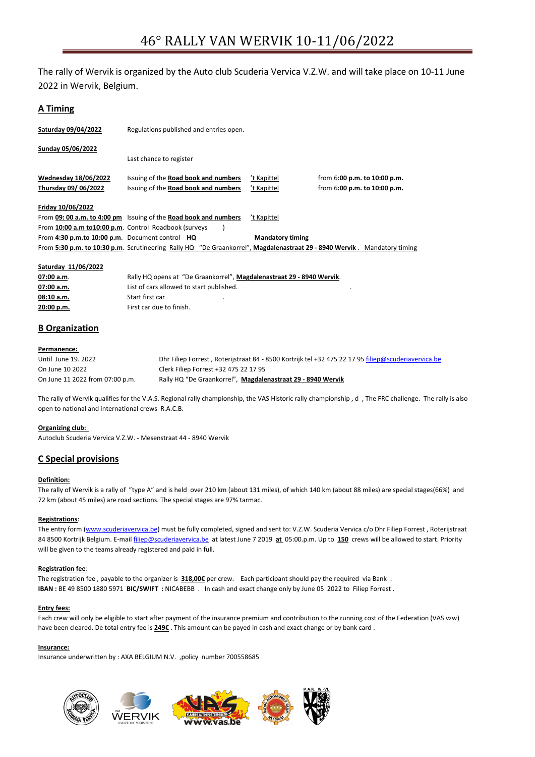# 46° RALLY VAN WERVIK 10-11/06/2022

The rally of Wervik is organized by the Auto club Scuderia Vervica V.Z.W. and will take place on 10-11 June 2022 in Wervik, Belgium.

## A Timing

**Saturday 09/04/2022** Regulations published and entries open.

**Sunday 05/06/2022**
Last chance to register

| | | | |
|---|---|---|---|
| **Wednesday 18/06/2022** | Issuing of the **Road book and numbers** | 't Kapittel | from 6**:00 p.m. to 10:00 p.m.** |
| **Thursday 09/ 06/2022** | Issuing of the **Road book and numbers** | 't Kapittel | from 6**:00 p.m. to 10:00 p.m.** |

**Friday 10/06/2022**

From **09: 00 a.m. to 4:00 pm** Issuing of the **Road book and numbers** 't Kapittel
From **10:00 a.m to10:00 p.m**. Control Roadbook (surveys )
From **4:30 p.m.to 10:00 p.m**. Document control **HQ** **Mandatory timing**
From **5:30 p.m. to 10:30 p.m**. Scrutineering Rally HQ "De Graankorrel", **Magdalenastraat 29 - 8940 Wervik** . Mandatory timing

**Saturday 11/06/2022**

| | |
|---|---|
| **07:00 a.m**. | Rally HQ opens at "De Graankorrel", **Magdalenastraat 29 - 8940 Wervik**. |
| **07:00 a.m.** | List of cars allowed to start published. |
| **08:10 a.m.** | Start first car |
| **20:00 p.m.** | First car due to finish. |

## B Organization

**Permanence:**

| | |
|---|---|
| Until June 19. 2022 | Dhr Filiep Forrest , Roterijstraat 84 - 8500 Kortrijk tel +32 475 22 17 95 filiep@scuderiavervica.be |
| On June 10 2022 | Clerk Filiep Forrest +32 475 22 17 95 |
| On June 11 2022 from 07:00 p.m. | Rally HQ "De Graankorrel", **Magdalenastraat 29 - 8940 Wervik** |

The rally of Wervik qualifies for the V.A.S. Regional rally championship, the VAS Historic rally championship , d , The FRC challenge. The rally is also open to national and international crews R.A.C.B.

**Organizing club:**
Autoclub Scuderia Vervica V.Z.W. - Mesenstraat 44 - 8940 Wervik

## C Special provisions

**Definition:**
The rally of Wervik is a rally of "type A" and is held over 210 km (about 131 miles), of which 140 km (about 88 miles) are special stages(66%) and 72 km (about 45 miles) are road sections. The special stages are 97% tarmac.

**Registrations**:
The entry form (www.scuderiavervica.be) must be fully completed, signed and sent to: V.Z.W. Scuderia Vervica c/o Dhr Filiep Forrest , Roterijstraat 84 8500 Kortrijk Belgium. E-mail filiep@scuderiavervica.be at latest June 7 2019 **at** 05:00.p.m. Up to **150** crews will be allowed to start. Priority will be given to the teams already registered and paid in full.

**Registration fee**:
The registration fee , payable to the organizer is **318,00€** per crew. Each participant should pay the required via Bank :
**IBAN :** BE 49 8500 1880 5971 **BIC/SWIFT :** NICABEBB . In cash and exact change only by June 05 2022 to Filiep Forrest .

**Entry fees:**
Each crew will only be eligible to start after payment of the insurance premium and contribution to the running cost of the Federation (VAS vzw) have been cleared. De total entry fee is **249€** . This amount can be payed in cash and exact change or by bank card .

**Insurance:**
Insurance underwritten by : AXA BELGIUM N.V. ,policy number 700558685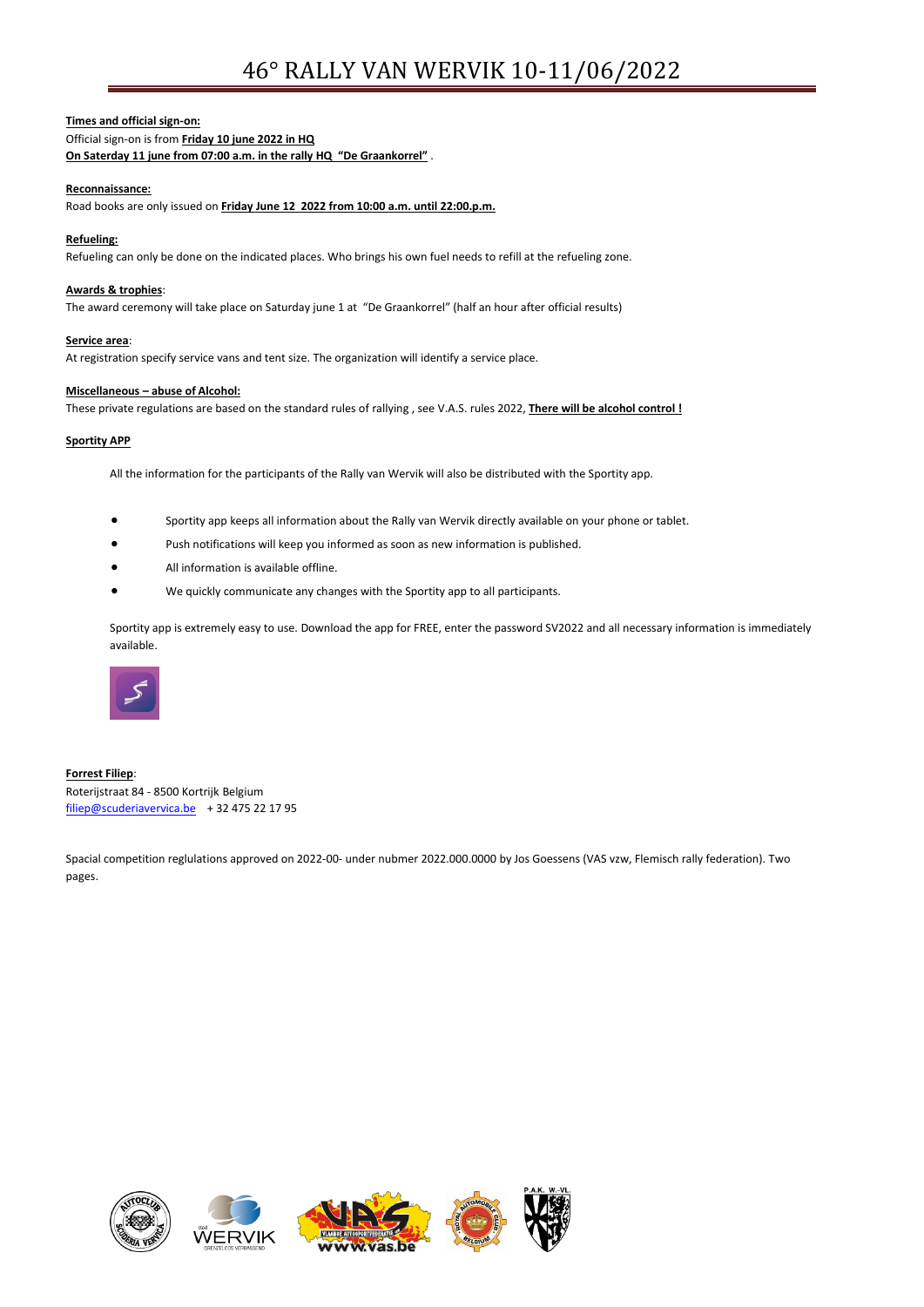# 46° RALLY VAN WERVIK 10-11/06/2022

**Times and official sign-on:**

Official sign-on is from **Friday 10 june 2022 in HQ**
**On Saterday 11 june from 07:00 a.m. in the rally HQ "De Graankorrel"** .

**Reconnaissance:**

Road books are only issued on **Friday June 12 2022 from 10:00 a.m. until 22:00.p.m.**

**Refueling:**

Refueling can only be done on the indicated places. Who brings his own fuel needs to refill at the refueling zone.

**Awards & trophies**:

The award ceremony will take place on Saturday june 1 at "De Graankorrel" (half an hour after official results)

**Service area**:

At registration specify service vans and tent size. The organization will identify a service place.

**Miscellaneous – abuse of Alcohol:**

These private regulations are based on the standard rules of rallying , see V.A.S. rules 2022, **There will be alcohol control !**

**Sportity APP**

All the information for the participants of the Rally van Wervik will also be distributed with the Sportity app.

- Sportity app keeps all information about the Rally van Wervik directly available on your phone or tablet.
- Push notifications will keep you informed as soon as new information is published.
- All information is available offline.
- We quickly communicate any changes with the Sportity app to all participants.

Sportity app is extremely easy to use. Download the app for FREE, enter the password SV2022 and all necessary information is immediately available.

**Forrest Filiep**:
Roterijstraat 84 - 8500 Kortrijk Belgium
filiep@scuderiavervica.be + 32 475 22 17 95

Spacial competition reglulations approved on 2022-00- under nubmer 2022.000.0000 by Jos Goessens (VAS vzw, Flemisch rally federation). Two pages.